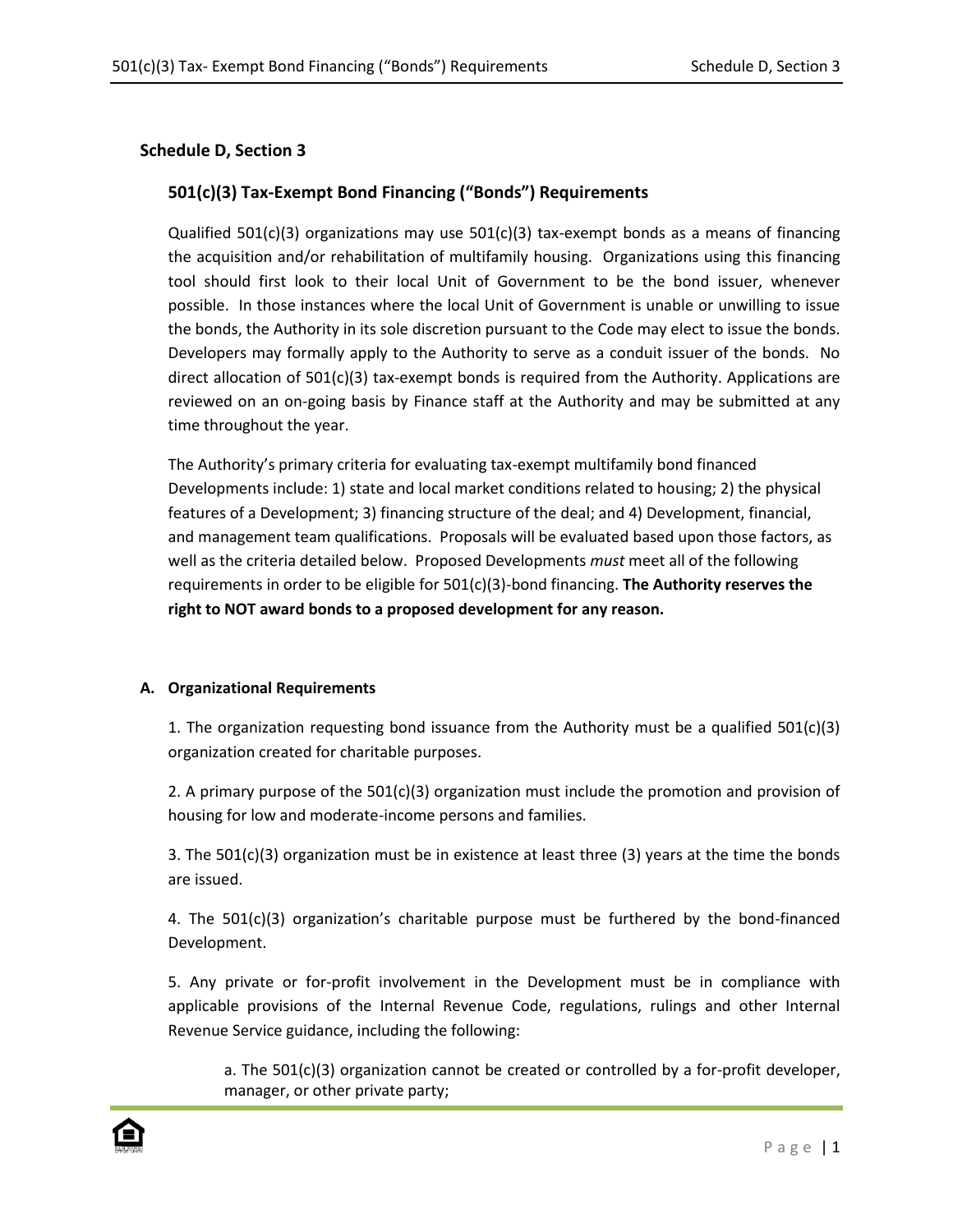## Schedule D, Section 3

### 501(c)(3) Tax-Exempt Bond Financing ("Bonds") Requirements

Qualified 501(c)(3) organizations may use 501(c)(3) tax-exempt bonds as a means of financing the acquisition and/or rehabilitation of multifamily housing. Organizations using this financing tool should first look to their local Unit of Government to be the bond issuer, whenever possible. In those instances where the local Unit of Government is unable or unwilling to issue the bonds, the Authority in its sole discretion pursuant to the Code may elect to issue the bonds. Developers may formally apply to the Authority to serve as a conduit issuer of the bonds. No direct allocation of 501(c)(3) tax-exempt bonds is required from the Authority. Applications are reviewed on an on-going basis by Finance staff at the Authority and may be submitted at any time throughout the year.

The Authority's primary criteria for evaluating tax-exempt multifamily bond financed Developments include: 1) state and local market conditions related to housing; 2) the physical features of a Development; 3) financing structure of the deal; and 4) Development, financial, and management team qualifications. Proposals will be evaluated based upon those factors, as well as the criteria detailed below. Proposed Developments *must* meet all of the following requirements in order to be eligible for 501(c)(3)-bond financing. **The Authority reserves the right to NOT award bonds to a proposed development for any reason.**

#### A. Organizational Requirements

1. The organization requesting bond issuance from the Authority must be a qualified 501(c)(3) organization created for charitable purposes.

2. A primary purpose of the 501(c)(3) organization must include the promotion and provision of housing for low and moderate-income persons and families.

3. The 501(c)(3) organization must be in existence at least three (3) years at the time the bonds are issued.

4. The 501(c)(3) organization's charitable purpose must be furthered by the bond-financed Development.

5. Any private or for-profit involvement in the Development must be in compliance with applicable provisions of the Internal Revenue Code, regulations, rulings and other Internal Revenue Service guidance, including the following:

   a. The 501(c)(3) organization cannot be created or controlled by a for-profit developer, manager, or other private party;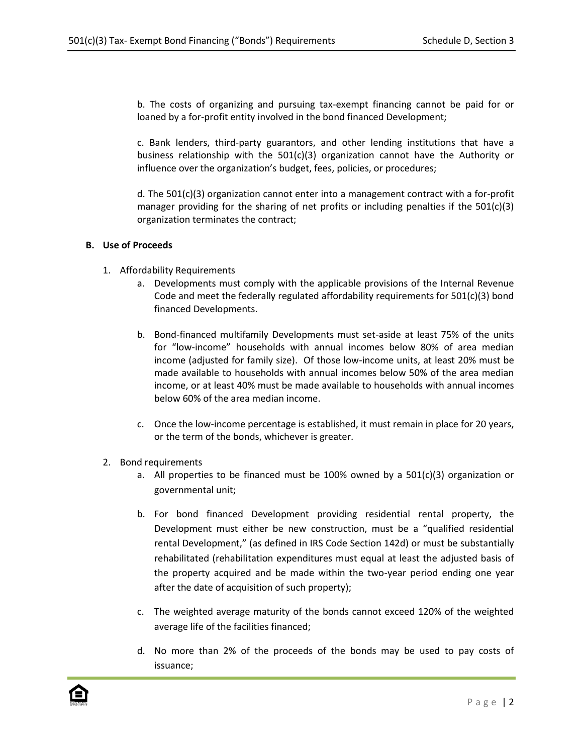b. The costs of organizing and pursuing tax-exempt financing cannot be paid for or loaned by a for-profit entity involved in the bond financed Development;

c. Bank lenders, third-party guarantors, and other lending institutions that have a business relationship with the 501(c)(3) organization cannot have the Authority or influence over the organization's budget, fees, policies, or procedures;

d. The 501(c)(3) organization cannot enter into a management contract with a for-profit manager providing for the sharing of net profits or including penalties if the 501(c)(3) organization terminates the contract;

**B. Use of Proceeds**

1. Affordability Requirements
   a. Developments must comply with the applicable provisions of the Internal Revenue Code and meet the federally regulated affordability requirements for 501(c)(3) bond financed Developments.

   b. Bond-financed multifamily Developments must set-aside at least 75% of the units for "low-income" households with annual incomes below 80% of area median income (adjusted for family size). Of those low-income units, at least 20% must be made available to households with annual incomes below 50% of the area median income, or at least 40% must be made available to households with annual incomes below 60% of the area median income.

   c. Once the low-income percentage is established, it must remain in place for 20 years, or the term of the bonds, whichever is greater.

2. Bond requirements
   a. All properties to be financed must be 100% owned by a 501(c)(3) organization or governmental unit;

   b. For bond financed Development providing residential rental property, the Development must either be new construction, must be a "qualified residential rental Development," (as defined in IRS Code Section 142d) or must be substantially rehabilitated (rehabilitation expenditures must equal at least the adjusted basis of the property acquired and be made within the two-year period ending one year after the date of acquisition of such property);

   c. The weighted average maturity of the bonds cannot exceed 120% of the weighted average life of the facilities financed;

   d. No more than 2% of the proceeds of the bonds may be used to pay costs of issuance;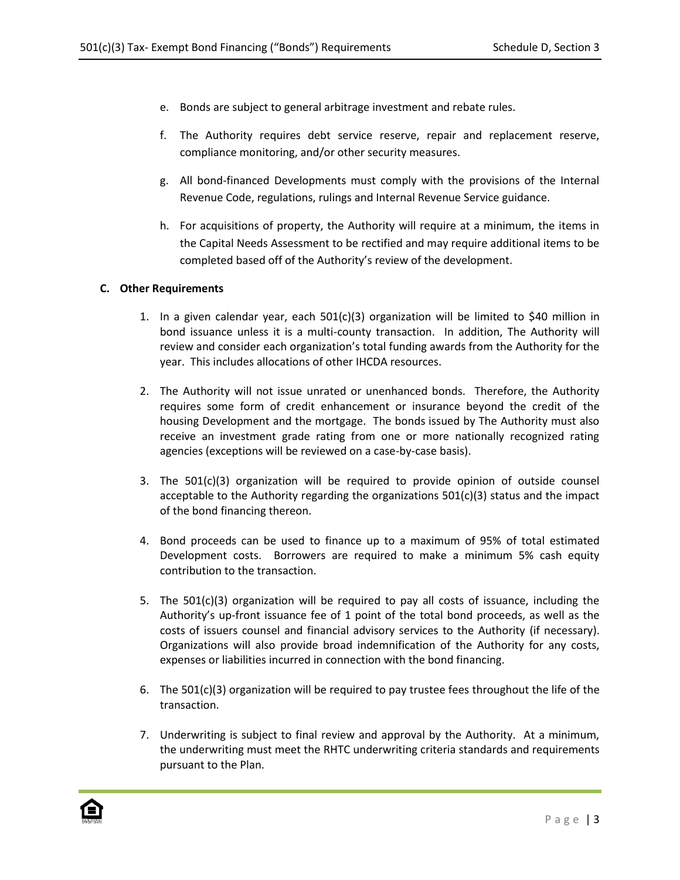e. Bonds are subject to general arbitrage investment and rebate rules.

f. The Authority requires debt service reserve, repair and replacement reserve, compliance monitoring, and/or other security measures.

g. All bond-financed Developments must comply with the provisions of the Internal Revenue Code, regulations, rulings and Internal Revenue Service guidance.

h. For acquisitions of property, the Authority will require at a minimum, the items in the Capital Needs Assessment to be rectified and may require additional items to be completed based off of the Authority's review of the development.

**C. Other Requirements**

1. In a given calendar year, each 501(c)(3) organization will be limited to $40 million in bond issuance unless it is a multi-county transaction. In addition, The Authority will review and consider each organization's total funding awards from the Authority for the year. This includes allocations of other IHCDA resources.

2. The Authority will not issue unrated or unenhanced bonds. Therefore, the Authority requires some form of credit enhancement or insurance beyond the credit of the housing Development and the mortgage. The bonds issued by The Authority must also receive an investment grade rating from one or more nationally recognized rating agencies (exceptions will be reviewed on a case-by-case basis).

3. The 501(c)(3) organization will be required to provide opinion of outside counsel acceptable to the Authority regarding the organizations 501(c)(3) status and the impact of the bond financing thereon.

4. Bond proceeds can be used to finance up to a maximum of 95% of total estimated Development costs. Borrowers are required to make a minimum 5% cash equity contribution to the transaction.

5. The 501(c)(3) organization will be required to pay all costs of issuance, including the Authority's up-front issuance fee of 1 point of the total bond proceeds, as well as the costs of issuers counsel and financial advisory services to the Authority (if necessary). Organizations will also provide broad indemnification of the Authority for any costs, expenses or liabilities incurred in connection with the bond financing.

6. The 501(c)(3) organization will be required to pay trustee fees throughout the life of the transaction.

7. Underwriting is subject to final review and approval by the Authority. At a minimum, the underwriting must meet the RHTC underwriting criteria standards and requirements pursuant to the Plan.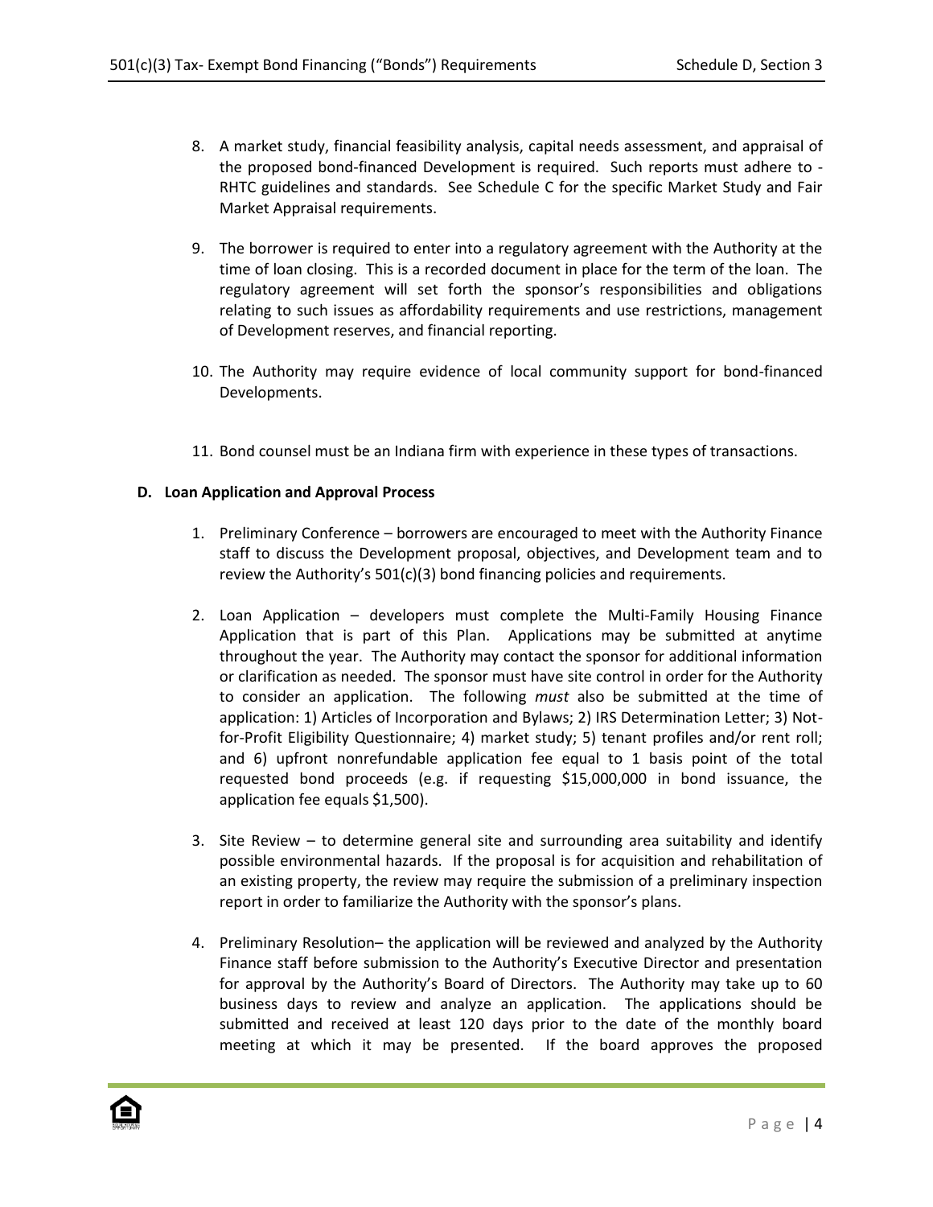8. A market study, financial feasibility analysis, capital needs assessment, and appraisal of the proposed bond-financed Development is required. Such reports must adhere to -RHTC guidelines and standards. See Schedule C for the specific Market Study and Fair Market Appraisal requirements.

9. The borrower is required to enter into a regulatory agreement with the Authority at the time of loan closing. This is a recorded document in place for the term of the loan. The regulatory agreement will set forth the sponsor's responsibilities and obligations relating to such issues as affordability requirements and use restrictions, management of Development reserves, and financial reporting.

10. The Authority may require evidence of local community support for bond-financed Developments.

11. Bond counsel must be an Indiana firm with experience in these types of transactions.

**D. Loan Application and Approval Process**

1. Preliminary Conference – borrowers are encouraged to meet with the Authority Finance staff to discuss the Development proposal, objectives, and Development team and to review the Authority's 501(c)(3) bond financing policies and requirements.

2. Loan Application – developers must complete the Multi-Family Housing Finance Application that is part of this Plan. Applications may be submitted at anytime throughout the year. The Authority may contact the sponsor for additional information or clarification as needed. The sponsor must have site control in order for the Authority to consider an application. The following *must* also be submitted at the time of application: 1) Articles of Incorporation and Bylaws; 2) IRS Determination Letter; 3) Not-for-Profit Eligibility Questionnaire; 4) market study; 5) tenant profiles and/or rent roll; and 6) upfront nonrefundable application fee equal to 1 basis point of the total requested bond proceeds (e.g. if requesting $15,000,000 in bond issuance, the application fee equals $1,500).

3. Site Review – to determine general site and surrounding area suitability and identify possible environmental hazards. If the proposal is for acquisition and rehabilitation of an existing property, the review may require the submission of a preliminary inspection report in order to familiarize the Authority with the sponsor's plans.

4. Preliminary Resolution– the application will be reviewed and analyzed by the Authority Finance staff before submission to the Authority's Executive Director and presentation for approval by the Authority's Board of Directors. The Authority may take up to 60 business days to review and analyze an application. The applications should be submitted and received at least 120 days prior to the date of the monthly board meeting at which it may be presented. If the board approves the proposed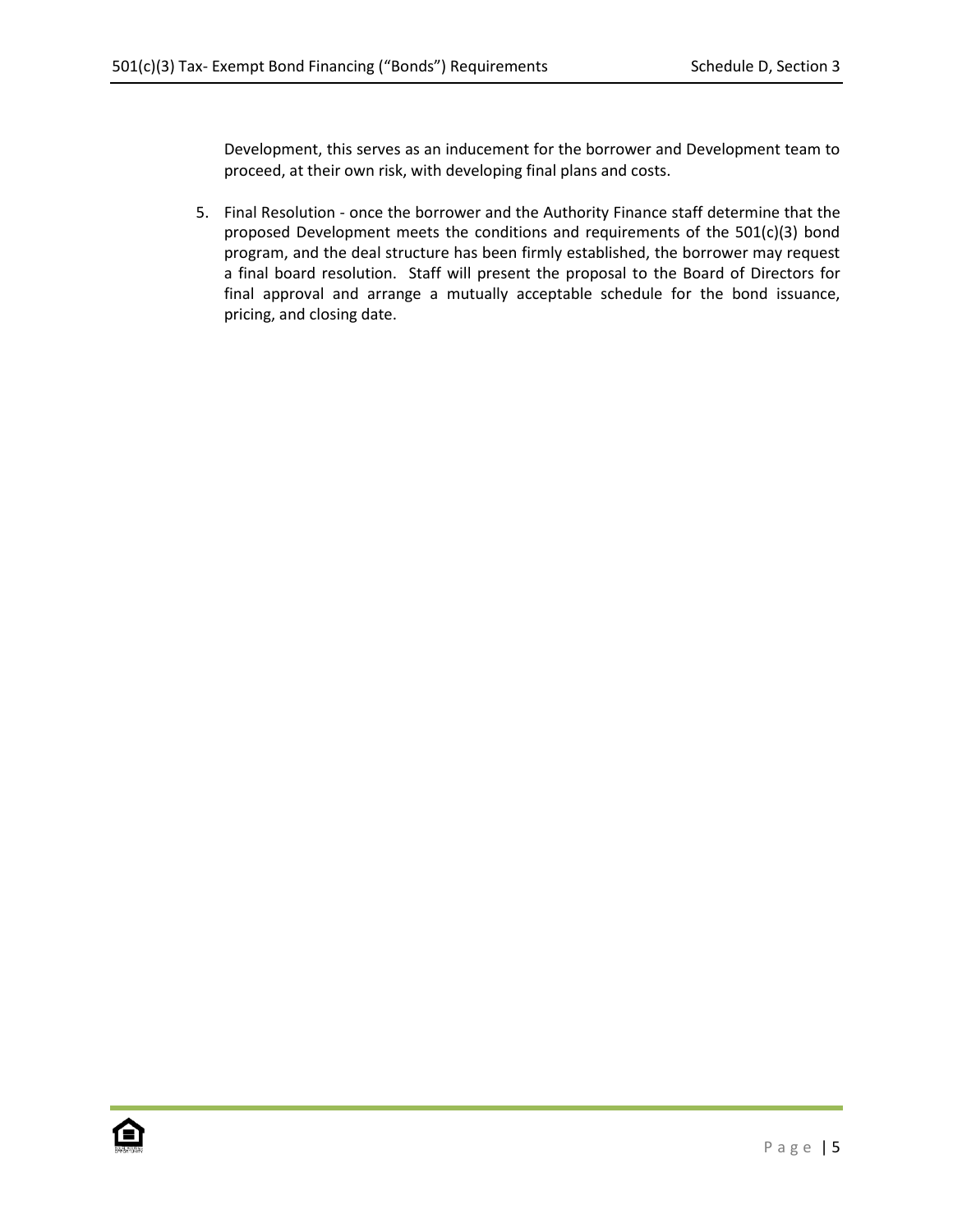Development, this serves as an inducement for the borrower and Development team to proceed, at their own risk, with developing final plans and costs.

5. Final Resolution - once the borrower and the Authority Finance staff determine that the proposed Development meets the conditions and requirements of the 501(c)(3) bond program, and the deal structure has been firmly established, the borrower may request a final board resolution. Staff will present the proposal to the Board of Directors for final approval and arrange a mutually acceptable schedule for the bond issuance, pricing, and closing date.